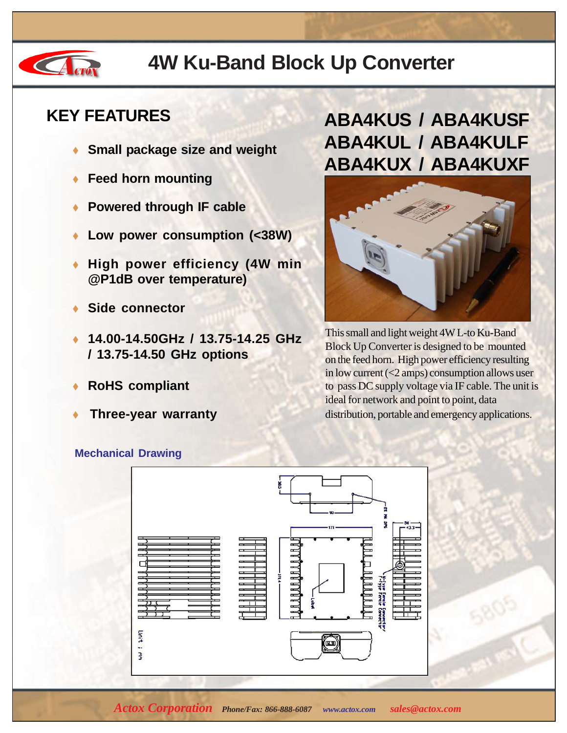# 4W Ku-Band Block Up Converter

## KEY FEATURES

- **Small package size and weight**
- **Feed horn mounting**
- **Powered through IF cable**
- **Low power consumption (<38W)**
- **High power efficiency (4W min @P1dB over temperature)**
- **Side connector**
- **14.00-14.50GHz / 13.75-14.25 GHz / 13.75-14.50 GHz options**
- **RoHS compliant**
- **Three-year warranty**

## ABA4KUS / ABA4KUSF ABA4KUL / ABA4KULF ABA4KUX / ABA4KUXF

This small and light weight 4W L-to Ku-Band Block Up Converter is designed to be mounted on the feed horn. High power efficiency resulting in low current (<2 amps) consumption allows user to pass DC supply voltage via IF cable. The unit is ideal for network and point to point, data distribution, portable and emergency applications.

### Mechanical Drawing

*Actox Corporation* *Phone/Fax: 866-888-6087* *www.actox.com* *sales@actox.com*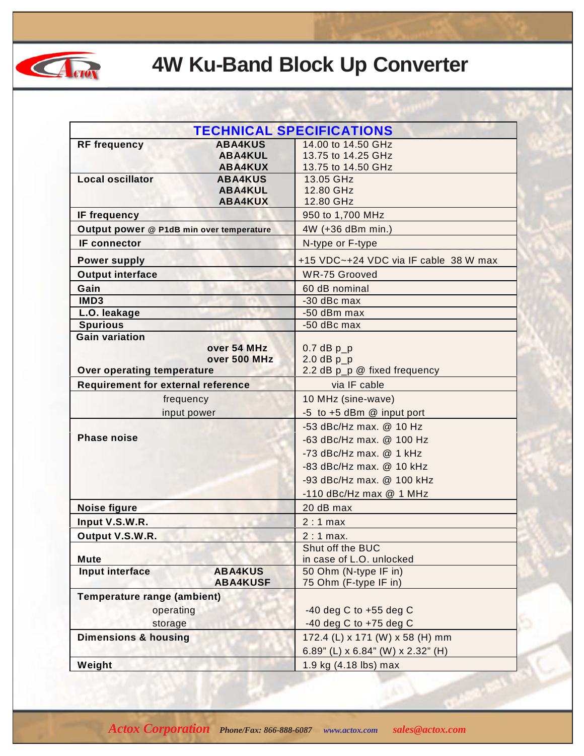# 4W Ku-Band Block Up Converter

| TECHNICAL SPECIFICATIONS | | |
|---|---|---|
| **RF frequency** | **ABA4KUS**<br>**ABA4KUL**<br>**ABA4KUX** | 14.00 to 14.50 GHz<br>13.75 to 14.25 GHz<br>13.75 to 14.50 GHz |
| **Local oscillator** | **ABA4KUS**<br>**ABA4KUL**<br>**ABA4KUX** | 13.05 GHz<br>12.80 GHz<br>12.80 GHz |
| **IF frequency** | | 950 to 1,700 MHz |
| **Output power @ P1dB min over temperature** | | 4W (+36 dBm min.) |
| **IF connector** | | N-type or F-type |
| **Power supply** | | +15 VDC~+24 VDC via IF cable 38 W max |
| **Output interface** | | WR-75 Grooved |
| **Gain** | | 60 dB nominal |
| **IMD3** | | -30 dBc max |
| **L.O. leakage** | | -50 dBm max |
| **Spurious** | | -50 dBc max |
| **Gain variation** | **over 54 MHz**<br>**over 500 MHz** | 0.7 dB p_p<br>2.0 dB p_p |
| **Over operating temperature** | | 2.2 dB p_p @ fixed frequency |
| **Requirement for external reference** | | via IF cable |
| frequency | | 10 MHz (sine-wave) |
| input power | | -5 to +5 dBm @ input port |
| **Phase noise** | | -53 dBc/Hz max. @ 10 Hz<br>-63 dBc/Hz max. @ 100 Hz<br>-73 dBc/Hz max. @ 1 kHz<br>-83 dBc/Hz max. @ 10 kHz<br>-93 dBc/Hz max. @ 100 kHz<br>-110 dBc/Hz max @ 1 MHz |
| **Noise figure** | | 20 dB max |
| **Input V.S.W.R.** | | 2 : 1 max |
| **Output V.S.W.R.** | | 2 : 1 max. |
| **Mute** | | Shut off the BUC in case of L.O. unlocked |
| **Input interface** | **ABA4KUS**<br>**ABA4KUSF** | 50 Ohm (N-type IF in)<br>75 Ohm (F-type IF in) |
| **Temperature range (ambient)** | | |
| operating | | -40 deg C to +55 deg C |
| storage | | -40 deg C to +75 deg C |
| **Dimensions & housing** | | 172.4 (L) x 171 (W) x 58 (H) mm<br>6.89" (L) x 6.84" (W) x 2.32" (H) |
| **Weight** | | 1.9 kg (4.18 lbs) max |

***Actox Corporation*** *Phone/Fax: 866-888-6087* *www.actox.com* *sales@actox.com*